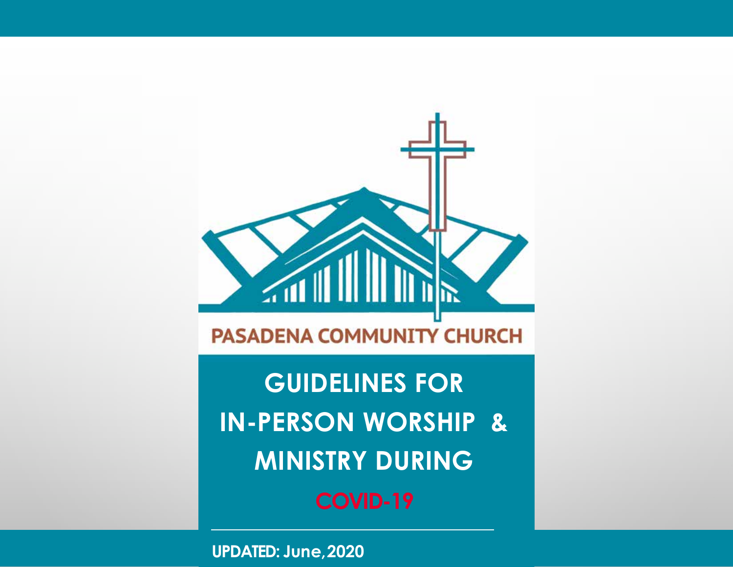PASADENA COMMUNITY CHURCH

# GUIDELINES FOR IN-PERSON WORSHIP & MINISTRY DURING COVID-19

**UPDATED: June, 2020**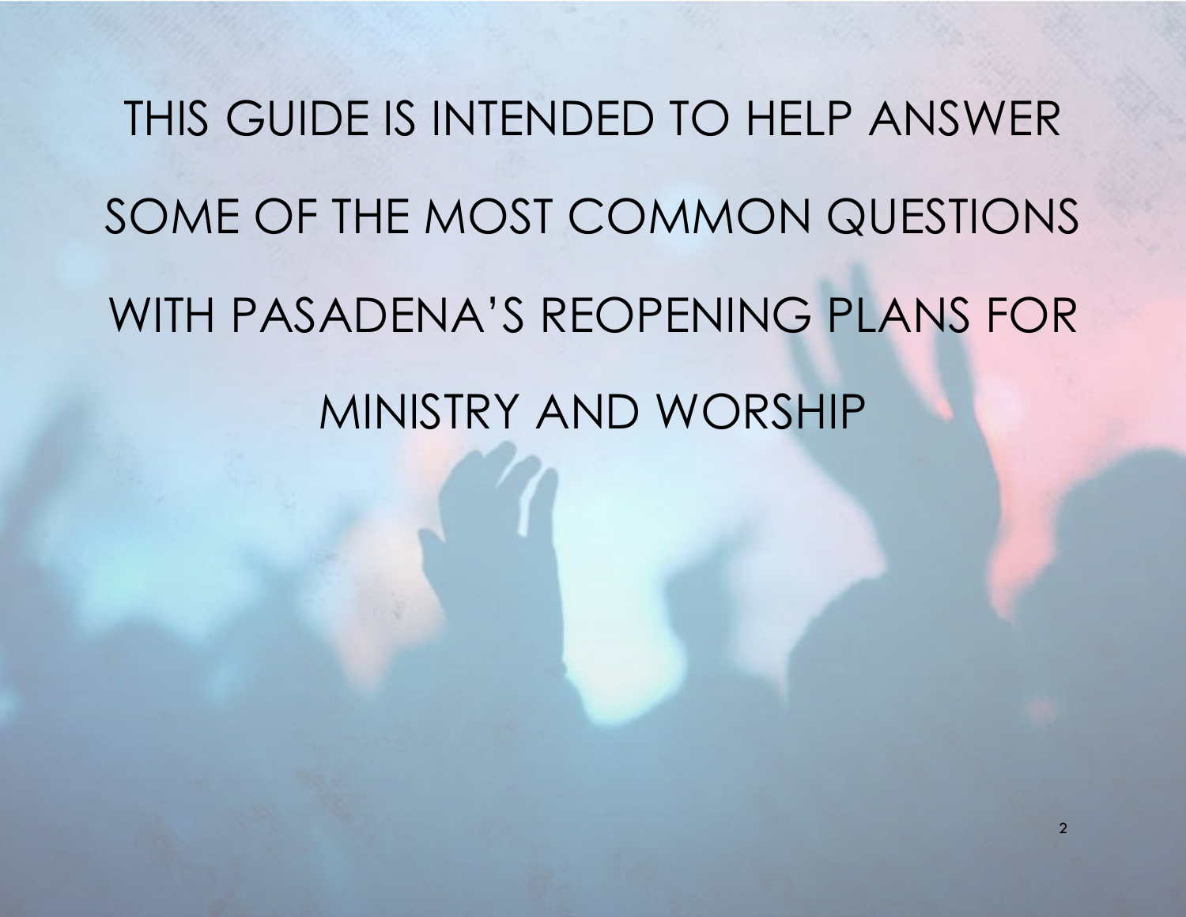THIS GUIDE IS INTENDED TO HELP ANSWER SOME OF THE MOST COMMON QUESTIONS WITH PASADENA'S REOPENING PLANS FOR MINISTRY AND WORSHIP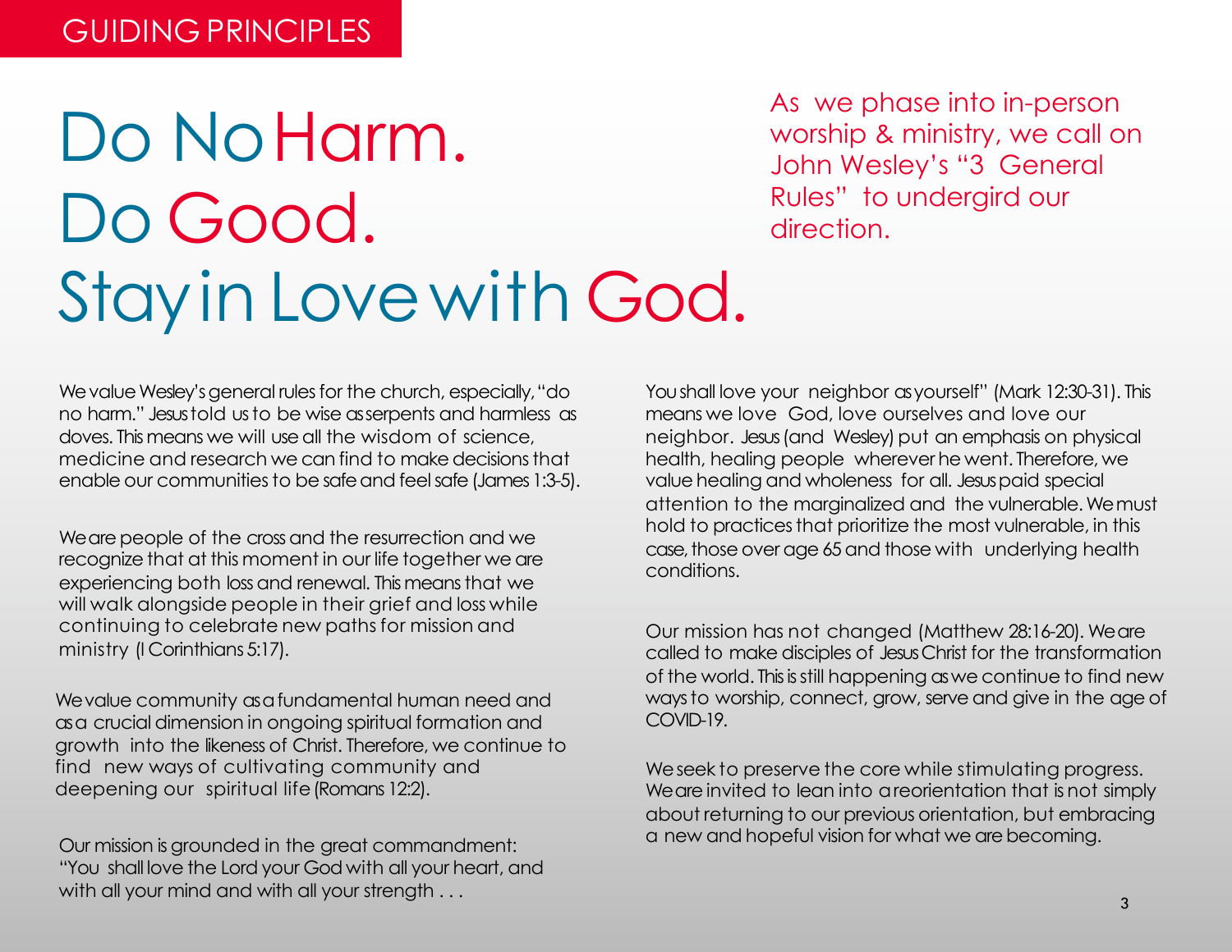## GUIDING PRINCIPLES

# Do No Harm.
# Do Good.
# Stay in Love with God.

As we phase into in-person worship & ministry, we call on John Wesley's "3 General Rules" to undergird our direction.

We value Wesley's general rules for the church, especially, "do no harm." Jesus told us to be wise as serpents and harmless as doves. This means we will use all the wisdom of science, medicine and research we can find to make decisions that enable our communities to be safe and feel safe (James 1:3-5).

We are people of the cross and the resurrection and we recognize that at this moment in our life together we are experiencing both loss and renewal. This means that we will walk alongside people in their grief and loss while continuing to celebrate new paths for mission and ministry (I Corinthians 5:17).

We value community as a fundamental human need and as a crucial dimension in ongoing spiritual formation and growth into the likeness of Christ. Therefore, we continue to find new ways of cultivating community and deepening our spiritual life (Romans 12:2).

Our mission is grounded in the great commandment: "You shall love the Lord your God with all your heart, and with all your mind and with all your strength . . . You shall love your neighbor as yourself" (Mark 12:30-31). This means we love God, love ourselves and love our neighbor. Jesus (and Wesley) put an emphasis on physical health, healing people wherever he went. Therefore, we value healing and wholeness for all. Jesus paid special attention to the marginalized and the vulnerable. We must hold to practices that prioritize the most vulnerable, in this case, those over age 65 and those with underlying health conditions.

Our mission has not changed (Matthew 28:16-20). We are called to make disciples of Jesus Christ for the transformation of the world. This is still happening as we continue to find new ways to worship, connect, grow, serve and give in the age of COVID-19.

We seek to preserve the core while stimulating progress. We are invited to lean into a reorientation that is not simply about returning to our previous orientation, but embracing a new and hopeful vision for what we are becoming.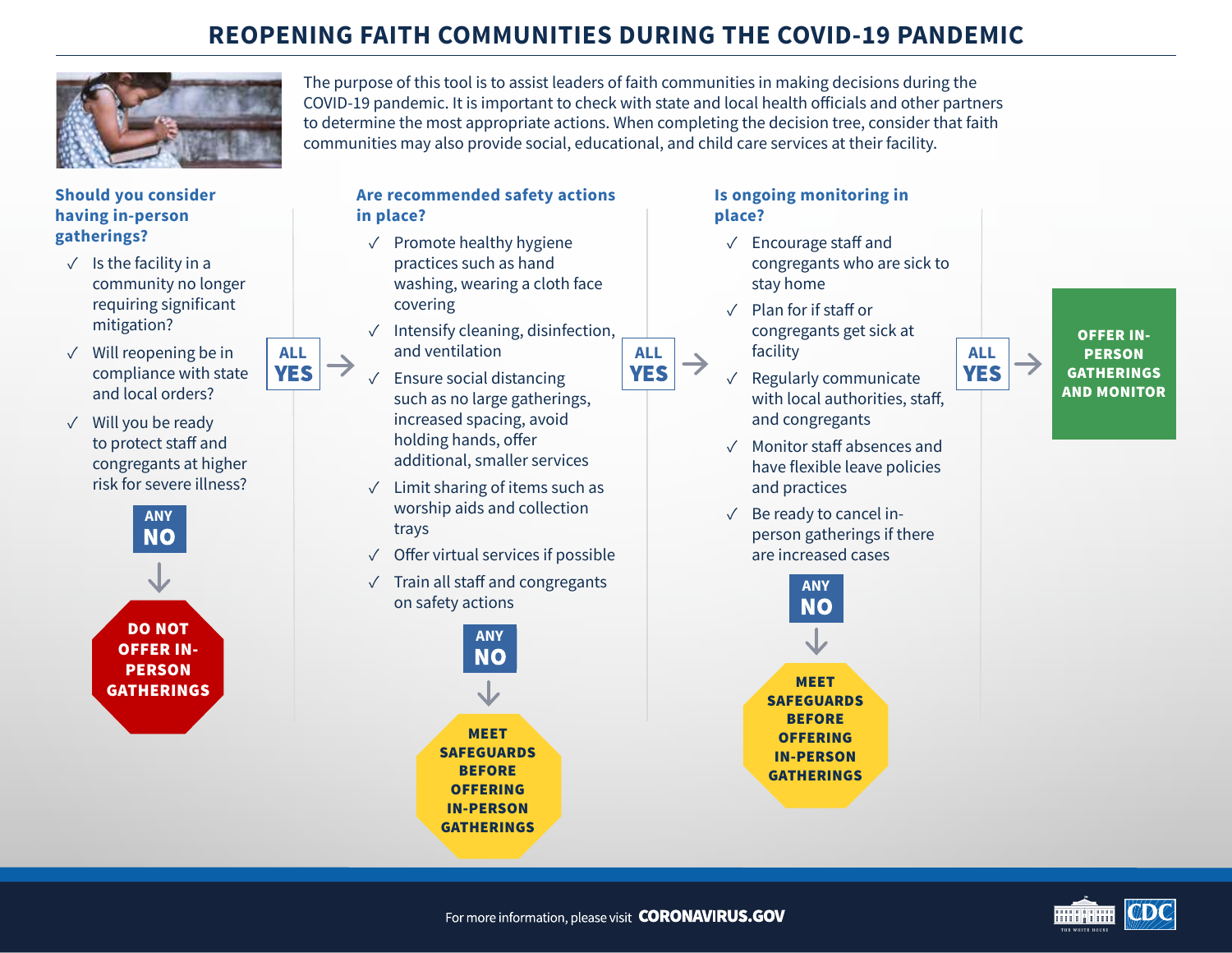# REOPENING FAITH COMMUNITIES DURING THE COVID-19 PANDEMIC

The purpose of this tool is to assist leaders of faith communities in making decisions during the COVID-19 pandemic. It is important to check with state and local health officials and other partners to determine the most appropriate actions. When completing the decision tree, consider that faith communities may also provide social, educational, and child care services at their facility.

### Should you consider having in-person gatherings?

- ✓ Is the facility in a community no longer requiring significant mitigation?
- ✓ Will reopening be in compliance with state and local orders?
- ✓ Will you be ready to protect staff and congregants at higher risk for severe illness?

**ANY NO** → **DO NOT OFFER IN-PERSON GATHERINGS**

**ALL YES** →

### Are recommended safety actions in place?

- ✓ Promote healthy hygiene practices such as hand washing, wearing a cloth face covering
- ✓ Intensify cleaning, disinfection, and ventilation
- ✓ Ensure social distancing such as no large gatherings, increased spacing, avoid holding hands, offer additional, smaller services
- ✓ Limit sharing of items such as worship aids and collection trays
- ✓ Offer virtual services if possible
- ✓ Train all staff and congregants on safety actions

**ANY NO** → **MEET SAFEGUARDS BEFORE OFFERING IN-PERSON GATHERINGS**

**ALL YES** →

### Is ongoing monitoring in place?

- ✓ Encourage staff and congregants who are sick to stay home
- ✓ Plan for if staff or congregants get sick at facility
- ✓ Regularly communicate with local authorities, staff, and congregants
- ✓ Monitor staff absences and have flexible leave policies and practices
- ✓ Be ready to cancel in-person gatherings if there are increased cases

**ANY NO** → **MEET SAFEGUARDS BEFORE OFFERING IN-PERSON GATHERINGS**

**ALL YES** → **OFFER IN-PERSON GATHERINGS AND MONITOR**

For more information, please visit **CORONAVIRUS.GOV**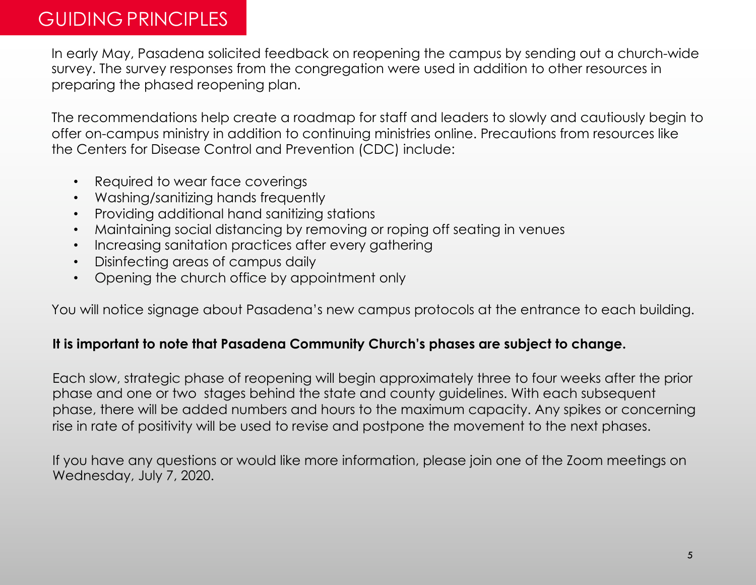# GUIDING PRINCIPLES

In early May, Pasadena solicited feedback on reopening the campus by sending out a church-wide survey. The survey responses from the congregation were used in addition to other resources in preparing the phased reopening plan.

The recommendations help create a roadmap for staff and leaders to slowly and cautiously begin to offer on-campus ministry in addition to continuing ministries online. Precautions from resources like the Centers for Disease Control and Prevention (CDC) include:

- Required to wear face coverings
- Washing/sanitizing hands frequently
- Providing additional hand sanitizing stations
- Maintaining social distancing by removing or roping off seating in venues
- Increasing sanitation practices after every gathering
- Disinfecting areas of campus daily
- Opening the church office by appointment only

You will notice signage about Pasadena's new campus protocols at the entrance to each building.

**It is important to note that Pasadena Community Church's phases are subject to change.**

Each slow, strategic phase of reopening will begin approximately three to four weeks after the prior phase and one or two stages behind the state and county guidelines. With each subsequent phase, there will be added numbers and hours to the maximum capacity. Any spikes or concerning rise in rate of positivity will be used to revise and postpone the movement to the next phases.

If you have any questions or would like more information, please join one of the Zoom meetings on Wednesday, July 7, 2020.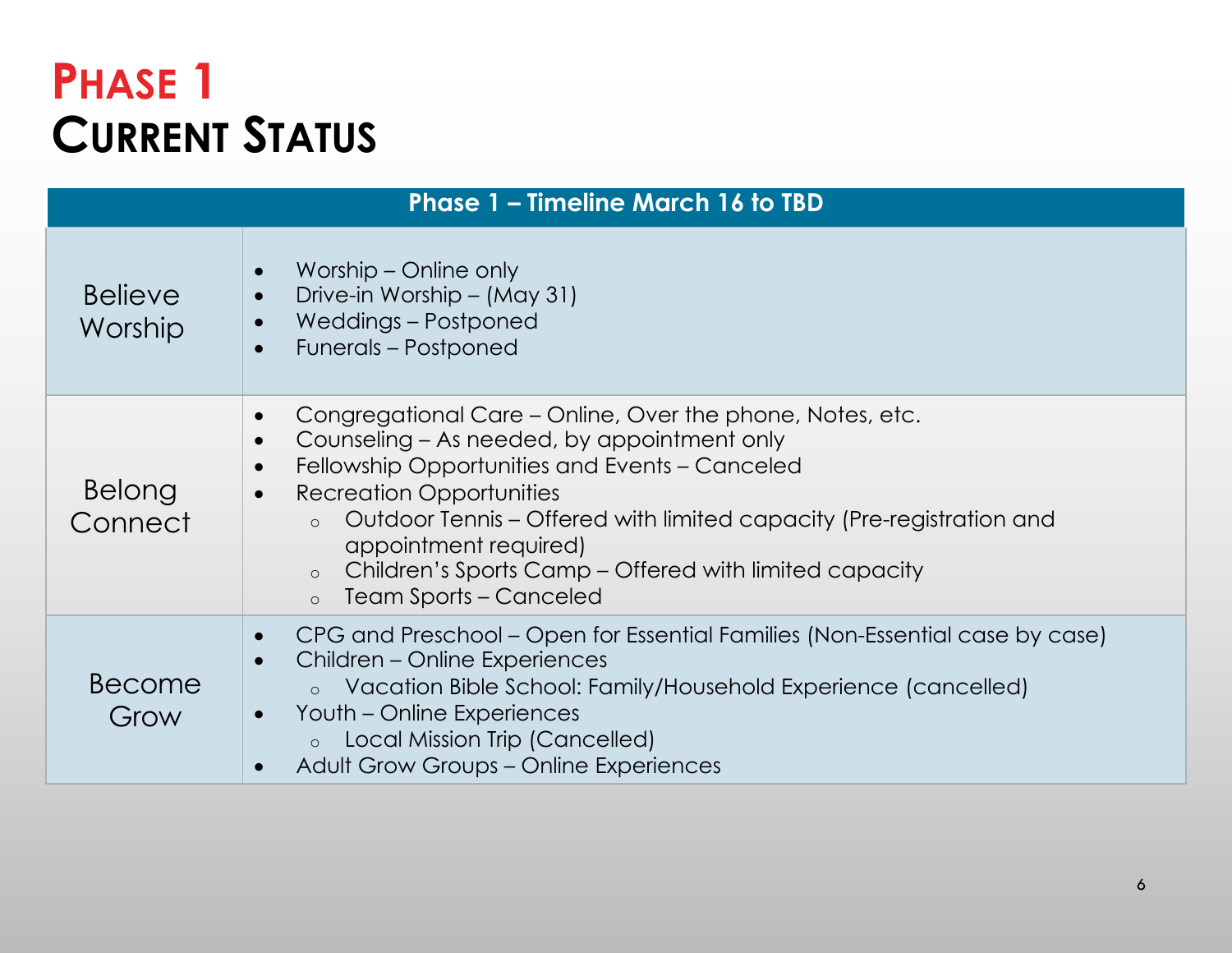# Phase 1
# Current Status

| Phase 1 – Timeline March 16 to TBD | |
|---|---|
| Believe Worship | • Worship – Online only<br>• Drive-in Worship – (May 31)<br>• Weddings – Postponed<br>• Funerals – Postponed |
| Belong Connect | • Congregational Care – Online, Over the phone, Notes, etc.<br>• Counseling – As needed, by appointment only<br>• Fellowship Opportunities and Events – Canceled<br>• Recreation Opportunities<br>  ○ Outdoor Tennis – Offered with limited capacity (Pre-registration and appointment required)<br>  ○ Children's Sports Camp – Offered with limited capacity<br>  ○ Team Sports – Canceled |
| Become Grow | • CPG and Preschool – Open for Essential Families (Non-Essential case by case)<br>• Children – Online Experiences<br>  ○ Vacation Bible School: Family/Household Experience (cancelled)<br>• Youth – Online Experiences<br>  ○ Local Mission Trip (Cancelled)<br>• Adult Grow Groups – Online Experiences |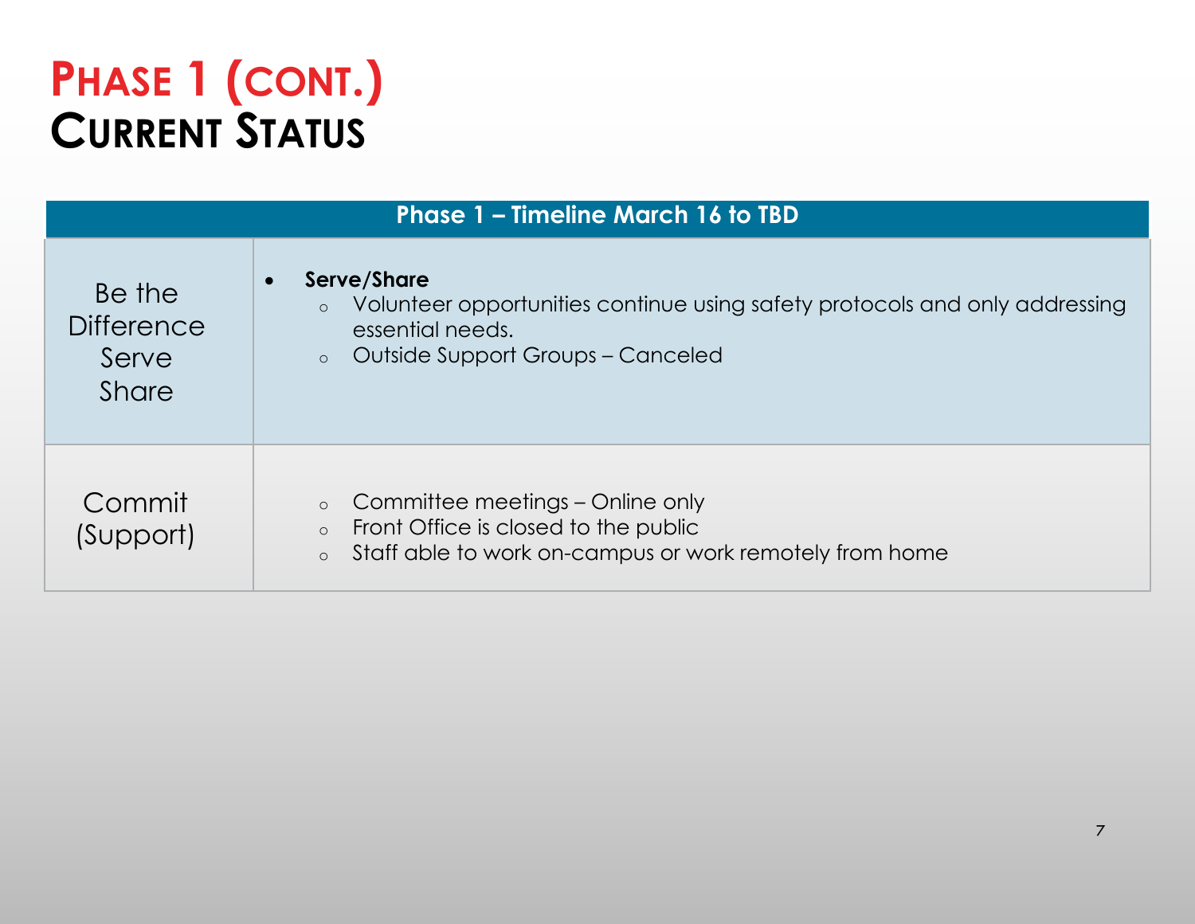# Phase 1 (Cont.)
## Current Status

| Phase 1 – Timeline March 16 to TBD | |
|---|---|
| Be the Difference Serve Share | • **Serve/Share**<br>  ◦ Volunteer opportunities continue using safety protocols and only addressing essential needs.<br>  ◦ Outside Support Groups – Canceled |
| Commit (Support) | ◦ Committee meetings – Online only<br>◦ Front Office is closed to the public<br>◦ Staff able to work on-campus or work remotely from home |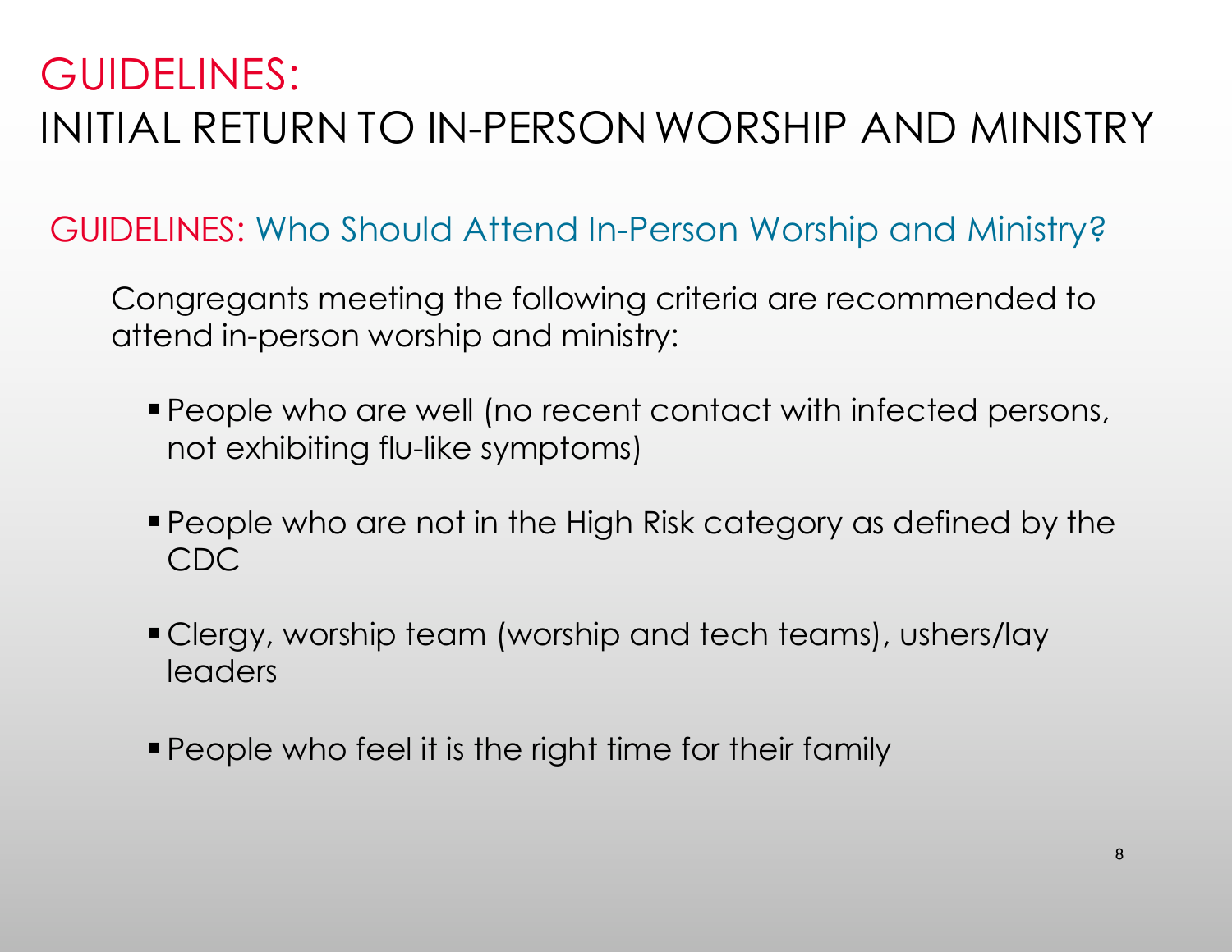# GUIDELINES:
# INITIAL RETURN TO IN-PERSON WORSHIP AND MINISTRY

## GUIDELINES: Who Should Attend In-Person Worship and Ministry?

Congregants meeting the following criteria are recommended to attend in-person worship and ministry:

- People who are well (no recent contact with infected persons, not exhibiting flu-like symptoms)
- People who are not in the High Risk category as defined by the CDC
- Clergy, worship team (worship and tech teams), ushers/lay leaders
- People who feel it is the right time for their family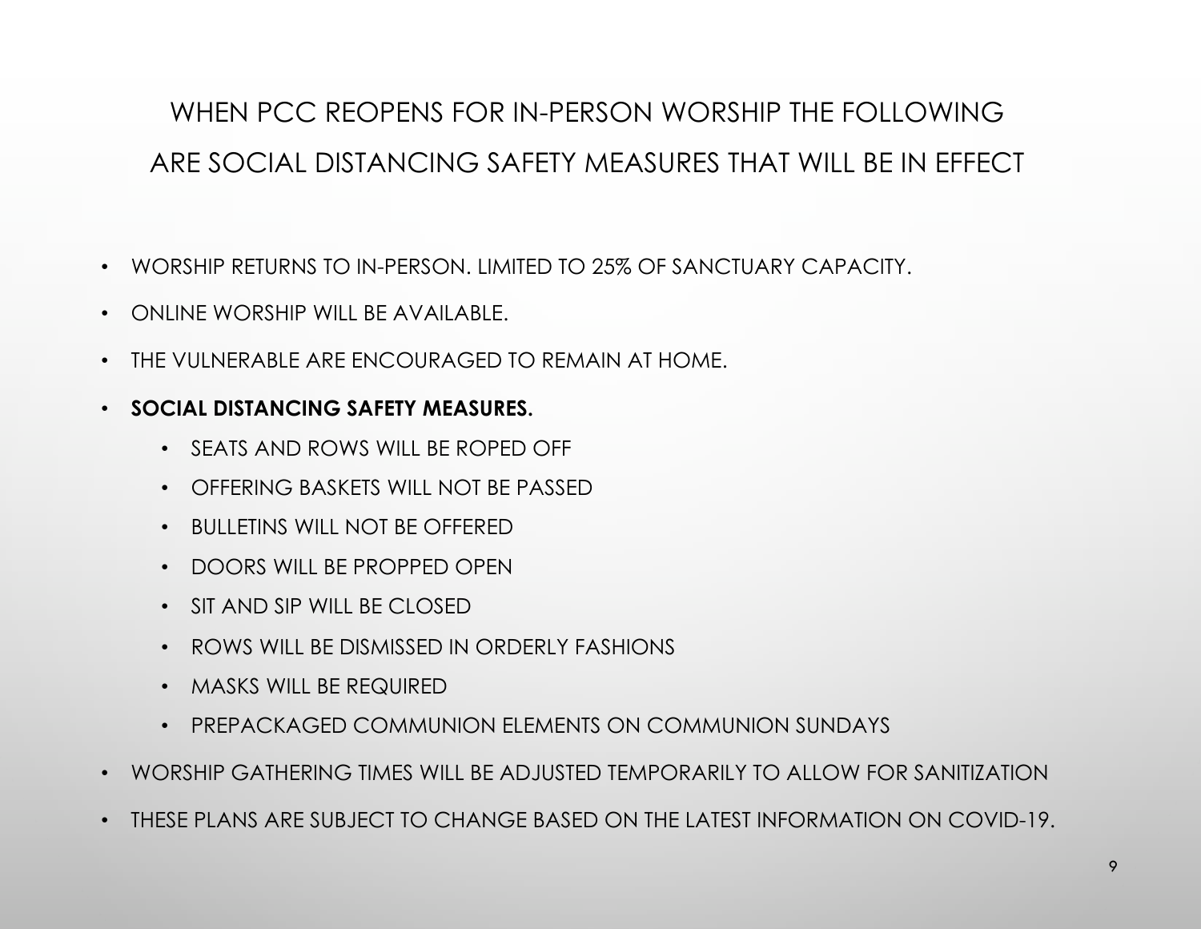# WHEN PCC REOPENS FOR IN-PERSON WORSHIP THE FOLLOWING ARE SOCIAL DISTANCING SAFETY MEASURES THAT WILL BE IN EFFECT

- WORSHIP RETURNS TO IN-PERSON. LIMITED TO 25% OF SANCTUARY CAPACITY.
- ONLINE WORSHIP WILL BE AVAILABLE.
- THE VULNERABLE ARE ENCOURAGED TO REMAIN AT HOME.
- **SOCIAL DISTANCING SAFETY MEASURES.**
  - SEATS AND ROWS WILL BE ROPED OFF
  - OFFERING BASKETS WILL NOT BE PASSED
  - BULLETINS WILL NOT BE OFFERED
  - DOORS WILL BE PROPPED OPEN
  - SIT AND SIP WILL BE CLOSED
  - ROWS WILL BE DISMISSED IN ORDERLY FASHIONS
  - MASKS WILL BE REQUIRED
  - PREPACKAGED COMMUNION ELEMENTS ON COMMUNION SUNDAYS
- WORSHIP GATHERING TIMES WILL BE ADJUSTED TEMPORARILY TO ALLOW FOR SANITIZATION
- THESE PLANS ARE SUBJECT TO CHANGE BASED ON THE LATEST INFORMATION ON COVID-19.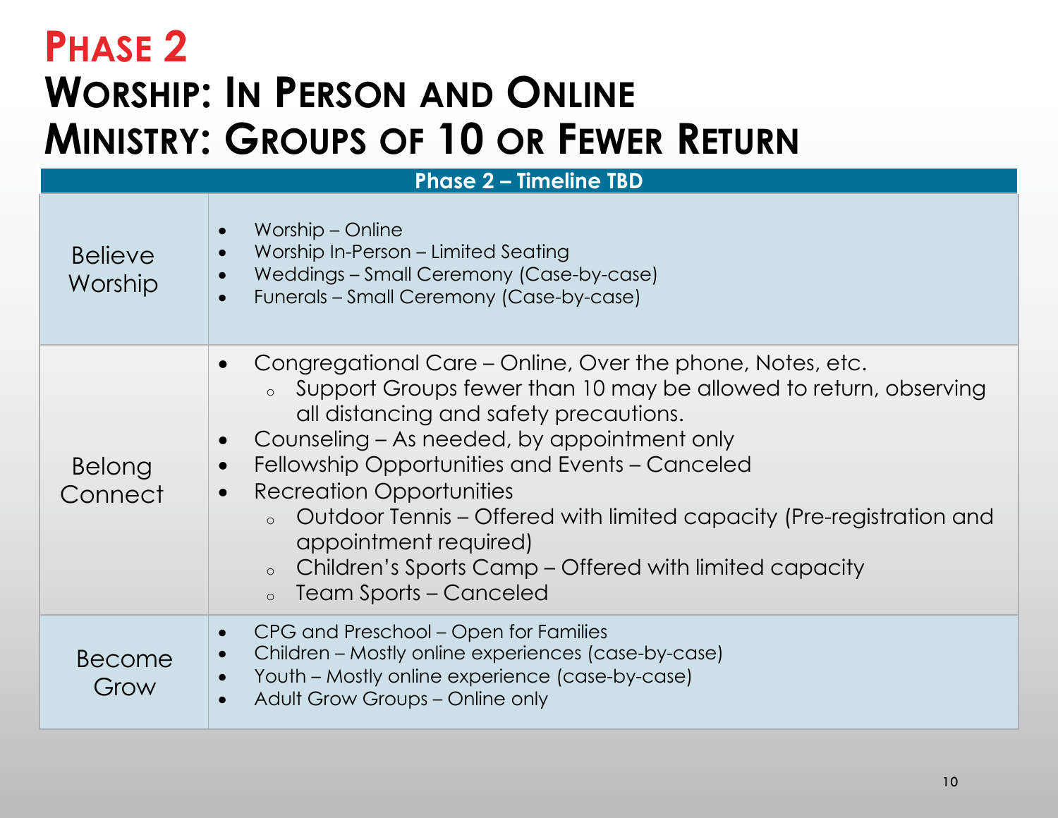# Phase 2
# Worship: In Person and Online
# Ministry: Groups of 10 or Fewer Return

| Phase 2 – Timeline TBD | |
|---|---|
| Believe Worship | • Worship – Online<br>• Worship In-Person – Limited Seating<br>• Weddings – Small Ceremony (Case-by-case)<br>• Funerals – Small Ceremony (Case-by-case) |
| Belong Connect | • Congregational Care – Online, Over the phone, Notes, etc.<br>  ◦ Support Groups fewer than 10 may be allowed to return, observing all distancing and safety precautions.<br>• Counseling – As needed, by appointment only<br>• Fellowship Opportunities and Events – Canceled<br>• Recreation Opportunities<br>  ◦ Outdoor Tennis – Offered with limited capacity (Pre-registration and appointment required)<br>  ◦ Children's Sports Camp – Offered with limited capacity<br>  ◦ Team Sports – Canceled |
| Become Grow | • CPG and Preschool – Open for Families<br>• Children – Mostly online experiences (case-by-case)<br>• Youth – Mostly online experience (case-by-case)<br>• Adult Grow Groups – Online only |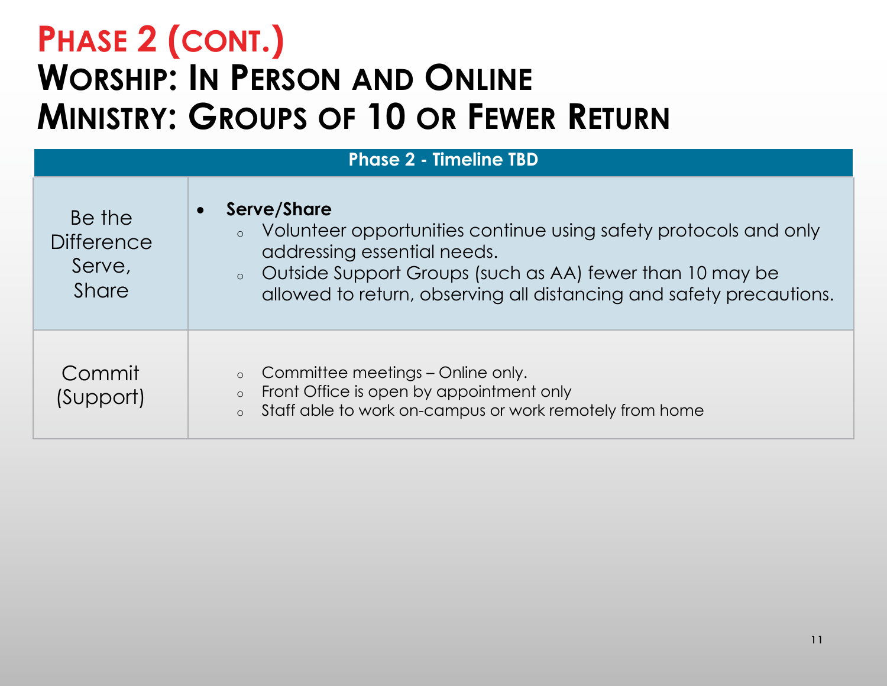# Phase 2 (cont.)
# Worship: In Person and Online
# Ministry: Groups of 10 or Fewer Return

| Phase 2 - Timeline TBD | |
|---|---|
| Be the Difference Serve, Share | • **Serve/Share**<br>◦ Volunteer opportunities continue using safety protocols and only addressing essential needs.<br>◦ Outside Support Groups (such as AA) fewer than 10 may be allowed to return, observing all distancing and safety precautions. |
| Commit (Support) | ◦ Committee meetings – Online only.<br>◦ Front Office is open by appointment only<br>◦ Staff able to work on-campus or work remotely from home |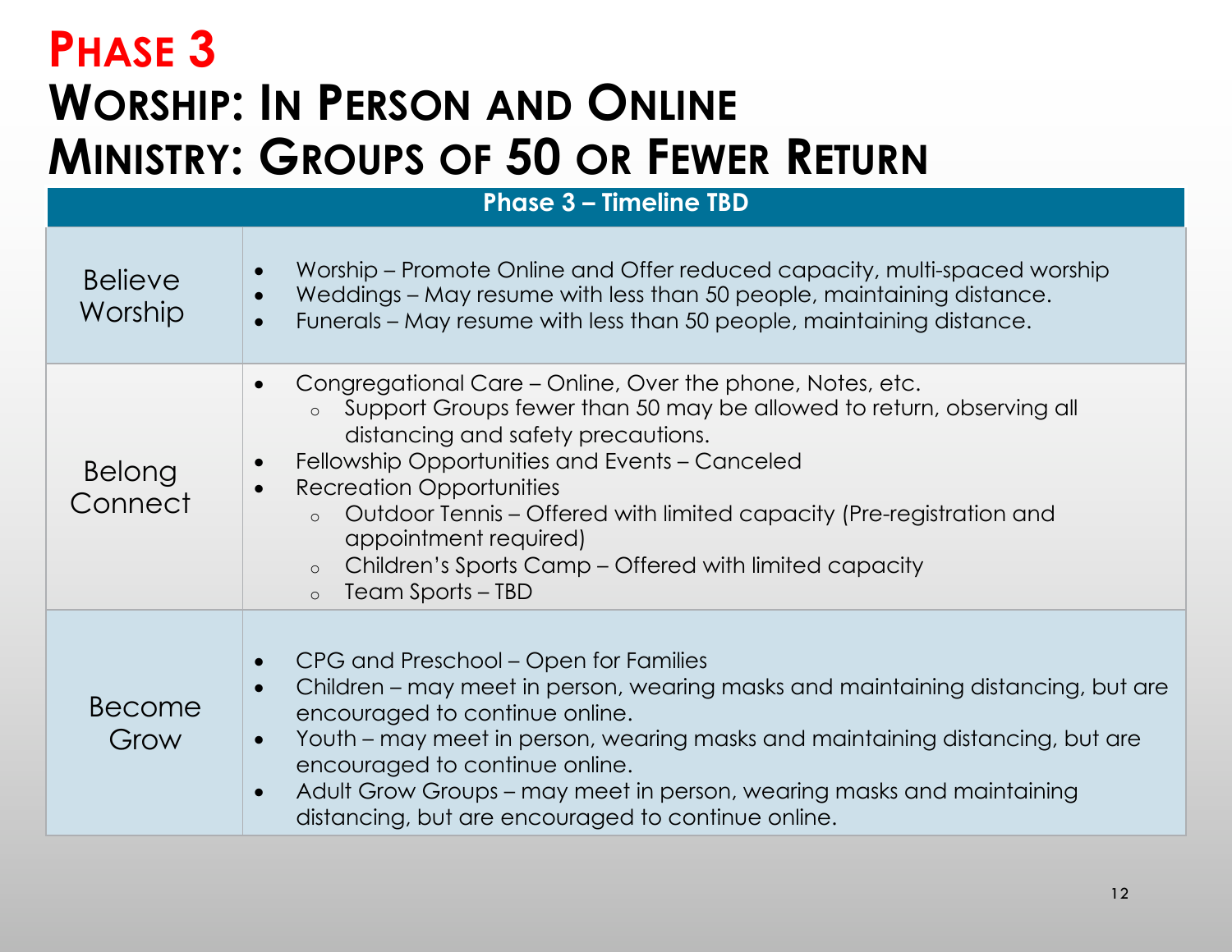# Phase 3

# Worship: In Person and Online
# Ministry: Groups of 50 or Fewer Return

| Phase 3 – Timeline TBD | |
|---|---|
| Believe Worship | • Worship – Promote Online and Offer reduced capacity, multi-spaced worship<br>• Weddings – May resume with less than 50 people, maintaining distance.<br>• Funerals – May resume with less than 50 people, maintaining distance. |
| Belong Connect | • Congregational Care – Online, Over the phone, Notes, etc.<br>  ○ Support Groups fewer than 50 may be allowed to return, observing all distancing and safety precautions.<br>• Fellowship Opportunities and Events – Canceled<br>• Recreation Opportunities<br>  ○ Outdoor Tennis – Offered with limited capacity (Pre-registration and appointment required)<br>  ○ Children's Sports Camp – Offered with limited capacity<br>  ○ Team Sports – TBD |
| Become Grow | • CPG and Preschool – Open for Families<br>• Children – may meet in person, wearing masks and maintaining distancing, but are encouraged to continue online.<br>• Youth – may meet in person, wearing masks and maintaining distancing, but are encouraged to continue online.<br>• Adult Grow Groups – may meet in person, wearing masks and maintaining distancing, but are encouraged to continue online. |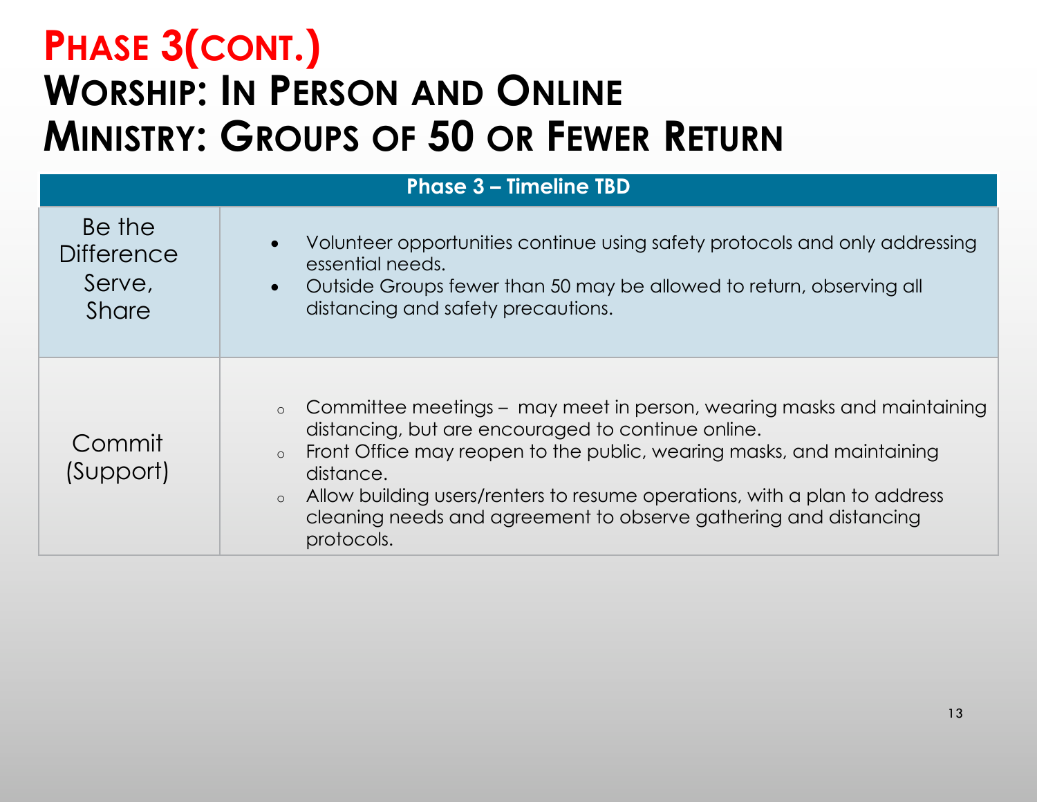# Phase 3(cont.)
# Worship: In Person and Online
# Ministry: Groups of 50 or Fewer Return

| Phase 3 – Timeline TBD | |
| --- | --- |
| Be the Difference Serve, Share | • Volunteer opportunities continue using safety protocols and only addressing essential needs.<br>• Outside Groups fewer than 50 may be allowed to return, observing all distancing and safety precautions. |
| Commit (Support) | ○ Committee meetings – may meet in person, wearing masks and maintaining distancing, but are encouraged to continue online.<br>○ Front Office may reopen to the public, wearing masks, and maintaining distance.<br>○ Allow building users/renters to resume operations, with a plan to address cleaning needs and agreement to observe gathering and distancing protocols. |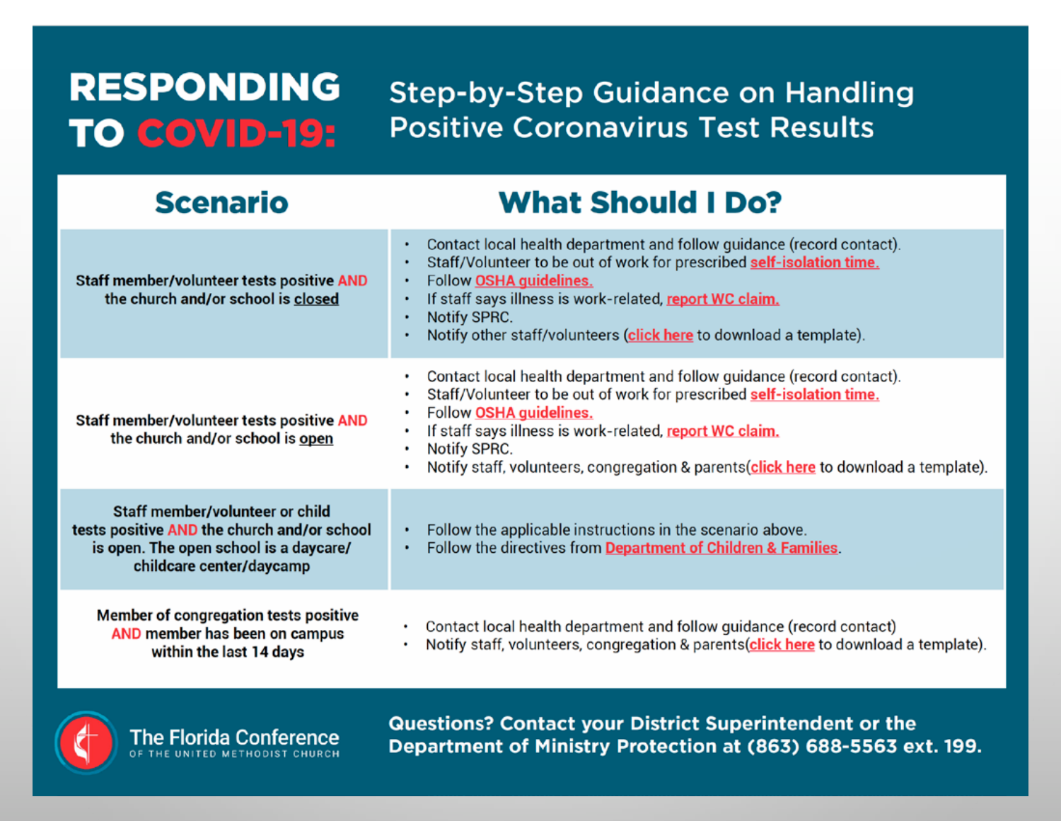# RESPONDING TO COVID-19:

## Step-by-Step Guidance on Handling Positive Coronavirus Test Results

| Scenario | What Should I Do? |
|---|---|
| **Staff member/volunteer tests positive AND the church and/or school is closed** | • Contact local health department and follow guidance (record contact).<br>• Staff/Volunteer to be out of work for prescribed self-isolation time.<br>• Follow OSHA guidelines.<br>• If staff says illness is work-related, report WC claim.<br>• Notify SPRC.<br>• Notify other staff/volunteers (click here to download a template). |
| **Staff member/volunteer tests positive AND the church and/or school is open** | • Contact local health department and follow guidance (record contact).<br>• Staff/Volunteer to be out of work for prescribed self-isolation time.<br>• Follow OSHA guidelines.<br>• If staff says illness is work-related, report WC claim.<br>• Notify SPRC.<br>• Notify staff, volunteers, congregation & parents(click here to download a template). |
| **Staff member/volunteer or child tests positive AND the church and/or school is open. The open school is a daycare/ childcare center/daycamp** | • Follow the applicable instructions in the scenario above.<br>• Follow the directives from Department of Children & Families. |
| **Member of congregation tests positive AND member has been on campus within the last 14 days** | • Contact local health department and follow guidance (record contact)<br>• Notify staff, volunteers, congregation & parents(click here to download a template). |

The Florida Conference OF THE UNITED METHODIST CHURCH

**Questions? Contact your District Superintendent or the Department of Ministry Protection at (863) 688-5563 ext. 199.**